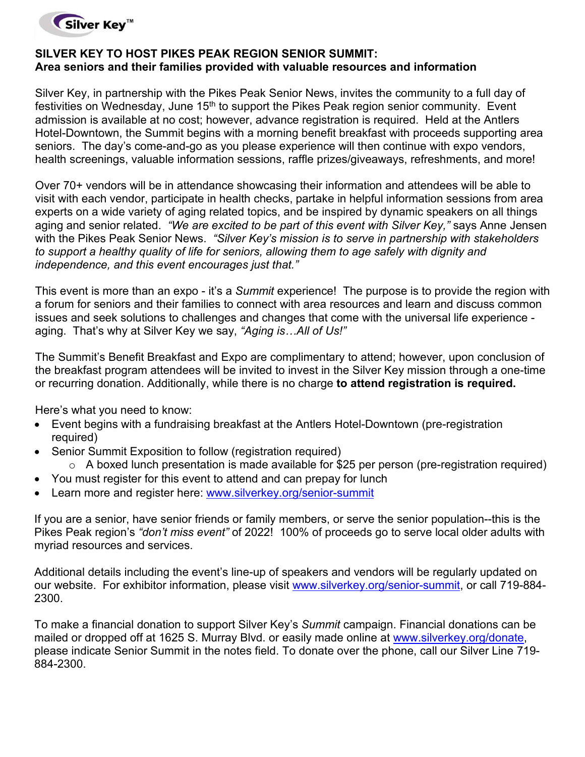Silver Key™

# SILVER KEY TO HOST PIKES PEAK REGION SENIOR SUMMIT:
## Area seniors and their families provided with valuable resources and information

Silver Key, in partnership with the Pikes Peak Senior News, invites the community to a full day of festivities on Wednesday, June 15th to support the Pikes Peak region senior community. Event admission is available at no cost; however, advance registration is required. Held at the Antlers Hotel-Downtown, the Summit begins with a morning benefit breakfast with proceeds supporting area seniors. The day's come-and-go as you please experience will then continue with expo vendors, health screenings, valuable information sessions, raffle prizes/giveaways, refreshments, and more!

Over 70+ vendors will be in attendance showcasing their information and attendees will be able to visit with each vendor, participate in health checks, partake in helpful information sessions from area experts on a wide variety of aging related topics, and be inspired by dynamic speakers on all things aging and senior related. *"We are excited to be part of this event with Silver Key,"* says Anne Jensen with the Pikes Peak Senior News. *"Silver Key's mission is to serve in partnership with stakeholders to support a healthy quality of life for seniors, allowing them to age safely with dignity and independence, and this event encourages just that."*

This event is more than an expo - it's a *Summit* experience! The purpose is to provide the region with a forum for seniors and their families to connect with area resources and learn and discuss common issues and seek solutions to challenges and changes that come with the universal life experience - aging. That's why at Silver Key we say, *"Aging is…All of Us!"*

The Summit's Benefit Breakfast and Expo are complimentary to attend; however, upon conclusion of the breakfast program attendees will be invited to invest in the Silver Key mission through a one-time or recurring donation. Additionally, while there is no charge **to attend registration is required.**

Here's what you need to know:

- Event begins with a fundraising breakfast at the Antlers Hotel-Downtown (pre-registration required)
- Senior Summit Exposition to follow (registration required)
  - A boxed lunch presentation is made available for $25 per person (pre-registration required)
- You must register for this event to attend and can prepay for lunch
- Learn more and register here: www.silverkey.org/senior-summit

If you are a senior, have senior friends or family members, or serve the senior population--this is the Pikes Peak region's *"don't miss event"* of 2022! 100% of proceeds go to serve local older adults with myriad resources and services.

Additional details including the event's line-up of speakers and vendors will be regularly updated on our website. For exhibitor information, please visit www.silverkey.org/senior-summit, or call 719-884-2300.

To make a financial donation to support Silver Key's *Summit* campaign. Financial donations can be mailed or dropped off at 1625 S. Murray Blvd. or easily made online at www.silverkey.org/donate, please indicate Senior Summit in the notes field. To donate over the phone, call our Silver Line 719-884-2300.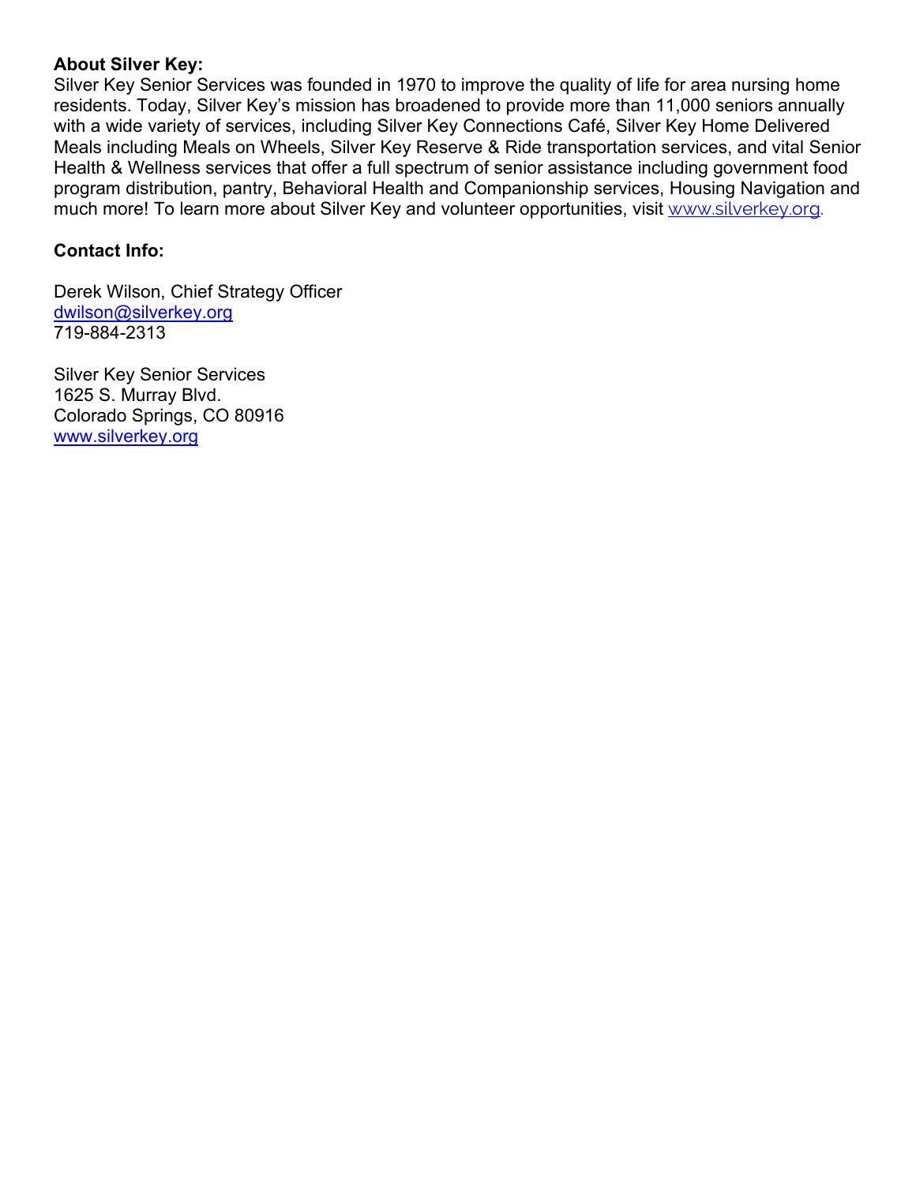**About Silver Key:**
Silver Key Senior Services was founded in 1970 to improve the quality of life for area nursing home residents. Today, Silver Key's mission has broadened to provide more than 11,000 seniors annually with a wide variety of services, including Silver Key Connections Café, Silver Key Home Delivered Meals including Meals on Wheels, Silver Key Reserve & Ride transportation services, and vital Senior Health & Wellness services that offer a full spectrum of senior assistance including government food program distribution, pantry, Behavioral Health and Companionship services, Housing Navigation and much more! To learn more about Silver Key and volunteer opportunities, visit www.silverkey.org.

**Contact Info:**

Derek Wilson, Chief Strategy Officer
dwilson@silverkey.org
719-884-2313

Silver Key Senior Services
1625 S. Murray Blvd.
Colorado Springs, CO 80916
www.silverkey.org